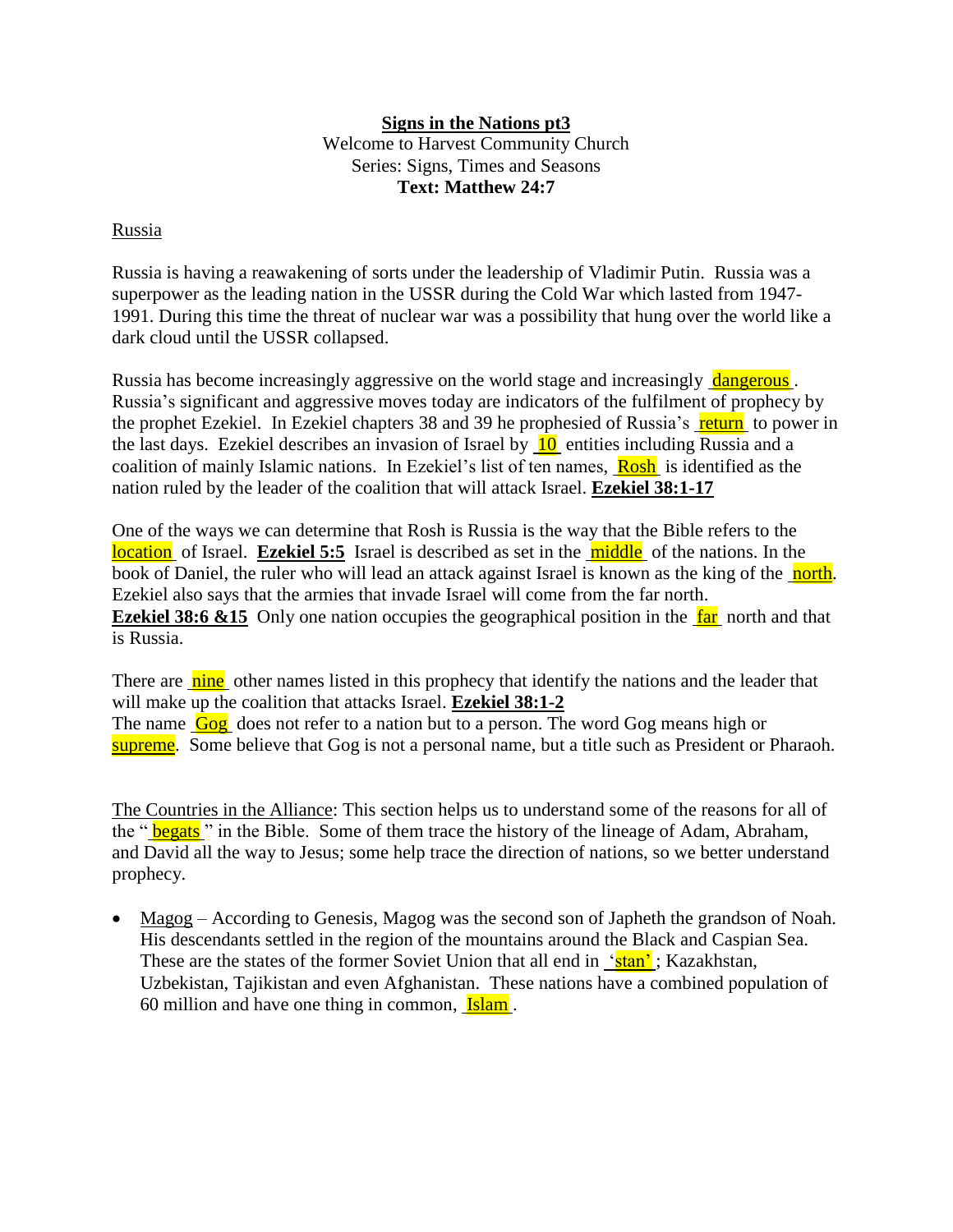**Signs in the Nations pt3**

Welcome to Harvest Community Church

Series: Signs, Times and Seasons

**Text: Matthew 24:7**

Russia

Russia is having a reawakening of sorts under the leadership of Vladimir Putin. Russia was a superpower as the leading nation in the USSR during the Cold War which lasted from 1947-1991. During this time the threat of nuclear war was a possibility that hung over the world like a dark cloud until the USSR collapsed.

Russia has become increasingly aggressive on the world stage and increasingly dangerous. Russia's significant and aggressive moves today are indicators of the fulfilment of prophecy by the prophet Ezekiel. In Ezekiel chapters 38 and 39 he prophesied of Russia's return to power in the last days. Ezekiel describes an invasion of Israel by 10 entities including Russia and a coalition of mainly Islamic nations. In Ezekiel's list of ten names, Rosh is identified as the nation ruled by the leader of the coalition that will attack Israel. **Ezekiel 38:1-17**

One of the ways we can determine that Rosh is Russia is the way that the Bible refers to the location of Israel. **Ezekiel 5:5** Israel is described as set in the middle of the nations. In the book of Daniel, the ruler who will lead an attack against Israel is known as the king of the north. Ezekiel also says that the armies that invade Israel will come from the far north. **Ezekiel 38:6 &15** Only one nation occupies the geographical position in the far north and that is Russia.

There are nine other names listed in this prophecy that identify the nations and the leader that will make up the coalition that attacks Israel. **Ezekiel 38:1-2**

The name Gog does not refer to a nation but to a person. The word Gog means high or supreme. Some believe that Gog is not a personal name, but a title such as President or Pharaoh.

The Countries in the Alliance: This section helps us to understand some of the reasons for all of the "begats" in the Bible. Some of them trace the history of the lineage of Adam, Abraham, and David all the way to Jesus; some help trace the direction of nations, so we better understand prophecy.

- Magog – According to Genesis, Magog was the second son of Japheth the grandson of Noah. His descendants settled in the region of the mountains around the Black and Caspian Sea. These are the states of the former Soviet Union that all end in 'stan'; Kazakhstan, Uzbekistan, Tajikistan and even Afghanistan. These nations have a combined population of 60 million and have one thing in common, Islam.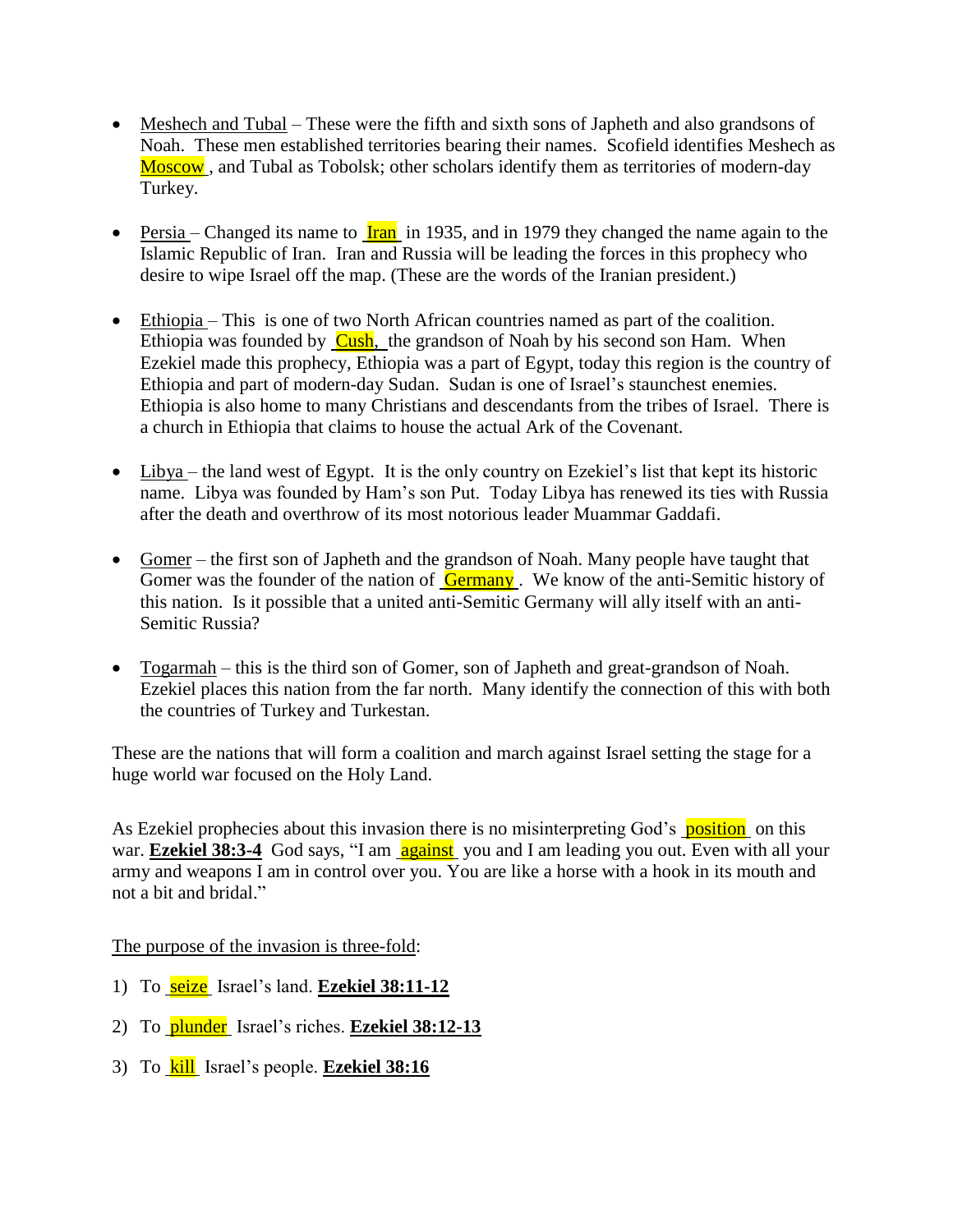- Meshech and Tubal – These were the fifth and sixth sons of Japheth and also grandsons of Noah. These men established territories bearing their names. Scofield identifies Meshech as Moscow, and Tubal as Tobolsk; other scholars identify them as territories of modern-day Turkey.

- Persia – Changed its name to Iran in 1935, and in 1979 they changed the name again to the Islamic Republic of Iran. Iran and Russia will be leading the forces in this prophecy who desire to wipe Israel off the map. (These are the words of the Iranian president.)

- Ethiopia – This is one of two North African countries named as part of the coalition. Ethiopia was founded by Cush, the grandson of Noah by his second son Ham. When Ezekiel made this prophecy, Ethiopia was a part of Egypt, today this region is the country of Ethiopia and part of modern-day Sudan. Sudan is one of Israel's staunchest enemies. Ethiopia is also home to many Christians and descendants from the tribes of Israel. There is a church in Ethiopia that claims to house the actual Ark of the Covenant.

- Libya – the land west of Egypt. It is the only country on Ezekiel's list that kept its historic name. Libya was founded by Ham's son Put. Today Libya has renewed its ties with Russia after the death and overthrow of its most notorious leader Muammar Gaddafi.

- Gomer – the first son of Japheth and the grandson of Noah. Many people have taught that Gomer was the founder of the nation of Germany. We know of the anti-Semitic history of this nation. Is it possible that a united anti-Semitic Germany will ally itself with an anti-Semitic Russia?

- Togarmah – this is the third son of Gomer, son of Japheth and great-grandson of Noah. Ezekiel places this nation from the far north. Many identify the connection of this with both the countries of Turkey and Turkestan.

These are the nations that will form a coalition and march against Israel setting the stage for a huge world war focused on the Holy Land.

As Ezekiel prophecies about this invasion there is no misinterpreting God's position on this war. **Ezekiel 38:3-4** God says, "I am against you and I am leading you out. Even with all your army and weapons I am in control over you. You are like a horse with a hook in its mouth and not a bit and bridal."

The purpose of the invasion is three-fold:

1) To seize Israel's land. **Ezekiel 38:11-12**

2) To plunder Israel's riches. **Ezekiel 38:12-13**

3) To kill Israel's people. **Ezekiel 38:16**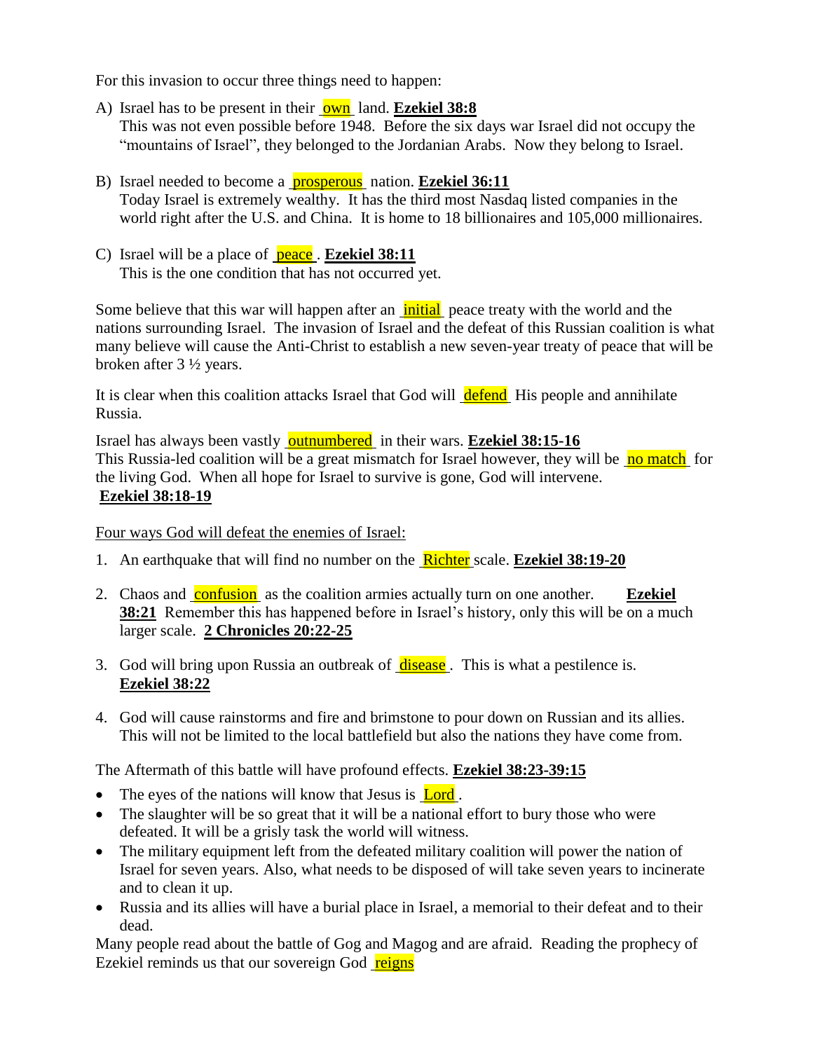For this invasion to occur three things need to happen:

A) Israel has to be present in their own land. **Ezekiel 38:8**
   This was not even possible before 1948. Before the six days war Israel did not occupy the "mountains of Israel", they belonged to the Jordanian Arabs. Now they belong to Israel.

B) Israel needed to become a prosperous nation. **Ezekiel 36:11**
   Today Israel is extremely wealthy. It has the third most Nasdaq listed companies in the world right after the U.S. and China. It is home to 18 billionaires and 105,000 millionaires.

C) Israel will be a place of peace. **Ezekiel 38:11**
   This is the one condition that has not occurred yet.

Some believe that this war will happen after an initial peace treaty with the world and the nations surrounding Israel. The invasion of Israel and the defeat of this Russian coalition is what many believe will cause the Anti-Christ to establish a new seven-year treaty of peace that will be broken after 3 ½ years.

It is clear when this coalition attacks Israel that God will defend His people and annihilate Russia.

Israel has always been vastly outnumbered in their wars. **Ezekiel 38:15-16**
This Russia-led coalition will be a great mismatch for Israel however, they will be no match for the living God. When all hope for Israel to survive is gone, God will intervene.
**Ezekiel 38:18-19**

Four ways God will defeat the enemies of Israel:

1. An earthquake that will find no number on the Richter scale. **Ezekiel 38:19-20**

2. Chaos and confusion as the coalition armies actually turn on one another. **Ezekiel 38:21** Remember this has happened before in Israel's history, only this will be on a much larger scale. **2 Chronicles 20:22-25**

3. God will bring upon Russia an outbreak of disease. This is what a pestilence is. **Ezekiel 38:22**

4. God will cause rainstorms and fire and brimstone to pour down on Russian and its allies. This will not be limited to the local battlefield but also the nations they have come from.

The Aftermath of this battle will have profound effects. **Ezekiel 38:23-39:15**

- The eyes of the nations will know that Jesus is Lord.
- The slaughter will be so great that it will be a national effort to bury those who were defeated. It will be a grisly task the world will witness.
- The military equipment left from the defeated military coalition will power the nation of Israel for seven years. Also, what needs to be disposed of will take seven years to incinerate and to clean it up.
- Russia and its allies will have a burial place in Israel, a memorial to their defeat and to their dead.

Many people read about the battle of Gog and Magog and are afraid. Reading the prophecy of Ezekiel reminds us that our sovereign God reigns